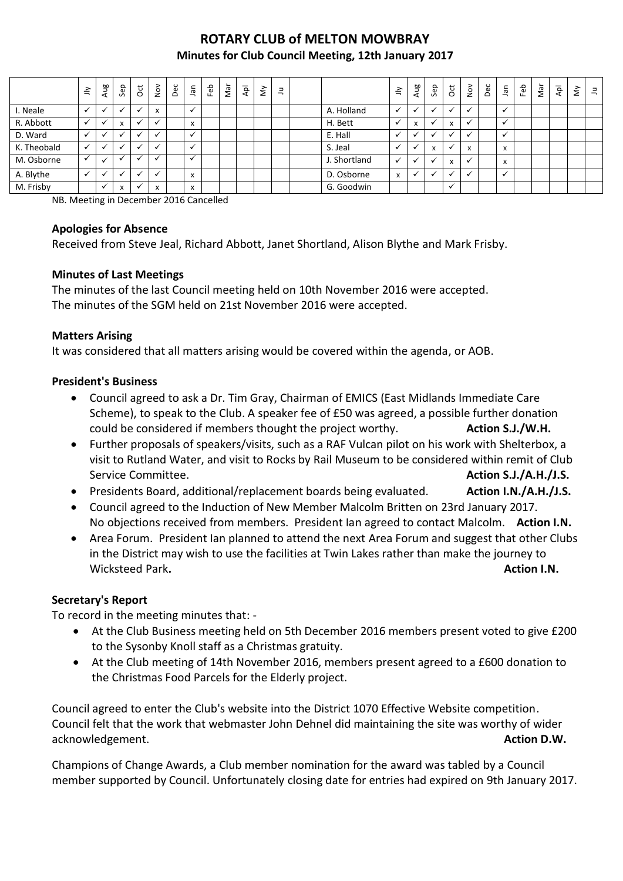# ROTARY CLUB of MELTON MOWBRAY

## Minutes for Club Council Meeting, 12th January 2017

| | Jly | Aug | Sep | Oct | Nov | Dec | Jan | Feb | Mar | Apl | My | Ju | | | Jly | Aug | Sep | Oct | Nov | Dec | Jan | Feb | Mar | Apl | My | Ju |
|---|---|---|---|---|---|---|---|---|---|---|---|---|---|---|---|---|---|---|---|---|---|---|---|---|---|---|
| I. Neale | ✓ | ✓ | ✓ | ✓ | x | | ✓ | | | | | | | A. Holland | ✓ | ✓ | ✓ | ✓ | ✓ | | ✓ | | | | | |
| R. Abbott | ✓ | ✓ | x | ✓ | ✓ | | x | | | | | | | H. Bett | ✓ | x | ✓ | x | ✓ | | ✓ | | | | | |
| D. Ward | ✓ | ✓ | ✓ | ✓ | ✓ | | ✓ | | | | | | | E. Hall | ✓ | ✓ | ✓ | ✓ | ✓ | | ✓ | | | | | |
| K. Theobald | ✓ | ✓ | ✓ | ✓ | ✓ | | ✓ | | | | | | | S. Jeal | ✓ | ✓ | x | ✓ | x | | x | | | | | |
| M. Osborne | ✓ | ✓ | ✓ | ✓ | ✓ | | ✓ | | | | | | | J. Shortland | ✓ | ✓ | ✓ | x | ✓ | | x | | | | | |
| A. Blythe | ✓ | ✓ | ✓ | ✓ | ✓ | | x | | | | | | | D. Osborne | x | ✓ | ✓ | ✓ | ✓ | | ✓ | | | | | |
| M. Frisby | | ✓ | x | ✓ | x | | x | | | | | | | G. Goodwin | | | | ✓ | | | | | | | | |

NB. Meeting in December 2016 Cancelled

### Apologies for Absence

Received from Steve Jeal, Richard Abbott, Janet Shortland, Alison Blythe and Mark Frisby.

### Minutes of Last Meetings

The minutes of the last Council meeting held on 10th November 2016 were accepted.
The minutes of the SGM held on 21st November 2016 were accepted.

### Matters Arising

It was considered that all matters arising would be covered within the agenda, or AOB.

### President's Business

- Council agreed to ask a Dr. Tim Gray, Chairman of EMICS (East Midlands Immediate Care Scheme), to speak to the Club. A speaker fee of £50 was agreed, a possible further donation could be considered if members thought the project worthy. **Action S.J./W.H.**
- Further proposals of speakers/visits, such as a RAF Vulcan pilot on his work with Shelterbox, a visit to Rutland Water, and visit to Rocks by Rail Museum to be considered within remit of Club Service Committee. **Action S.J./A.H./J.S.**
- Presidents Board, additional/replacement boards being evaluated. **Action I.N./A.H./J.S.**
- Council agreed to the Induction of New Member Malcolm Britten on 23rd January 2017. No objections received from members. President Ian agreed to contact Malcolm. **Action I.N.**
- Area Forum. President Ian planned to attend the next Area Forum and suggest that other Clubs in the District may wish to use the facilities at Twin Lakes rather than make the journey to Wicksteed Park. **Action I.N.**

### Secretary's Report

To record in the meeting minutes that: -

- At the Club Business meeting held on 5th December 2016 members present voted to give £200 to the Sysonby Knoll staff as a Christmas gratuity.
- At the Club meeting of 14th November 2016, members present agreed to a £600 donation to the Christmas Food Parcels for the Elderly project.

Council agreed to enter the Club's website into the District 1070 Effective Website competition. Council felt that the work that webmaster John Dehnel did maintaining the site was worthy of wider acknowledgement. **Action D.W.**

Champions of Change Awards, a Club member nomination for the award was tabled by a Council member supported by Council. Unfortunately closing date for entries had expired on 9th January 2017.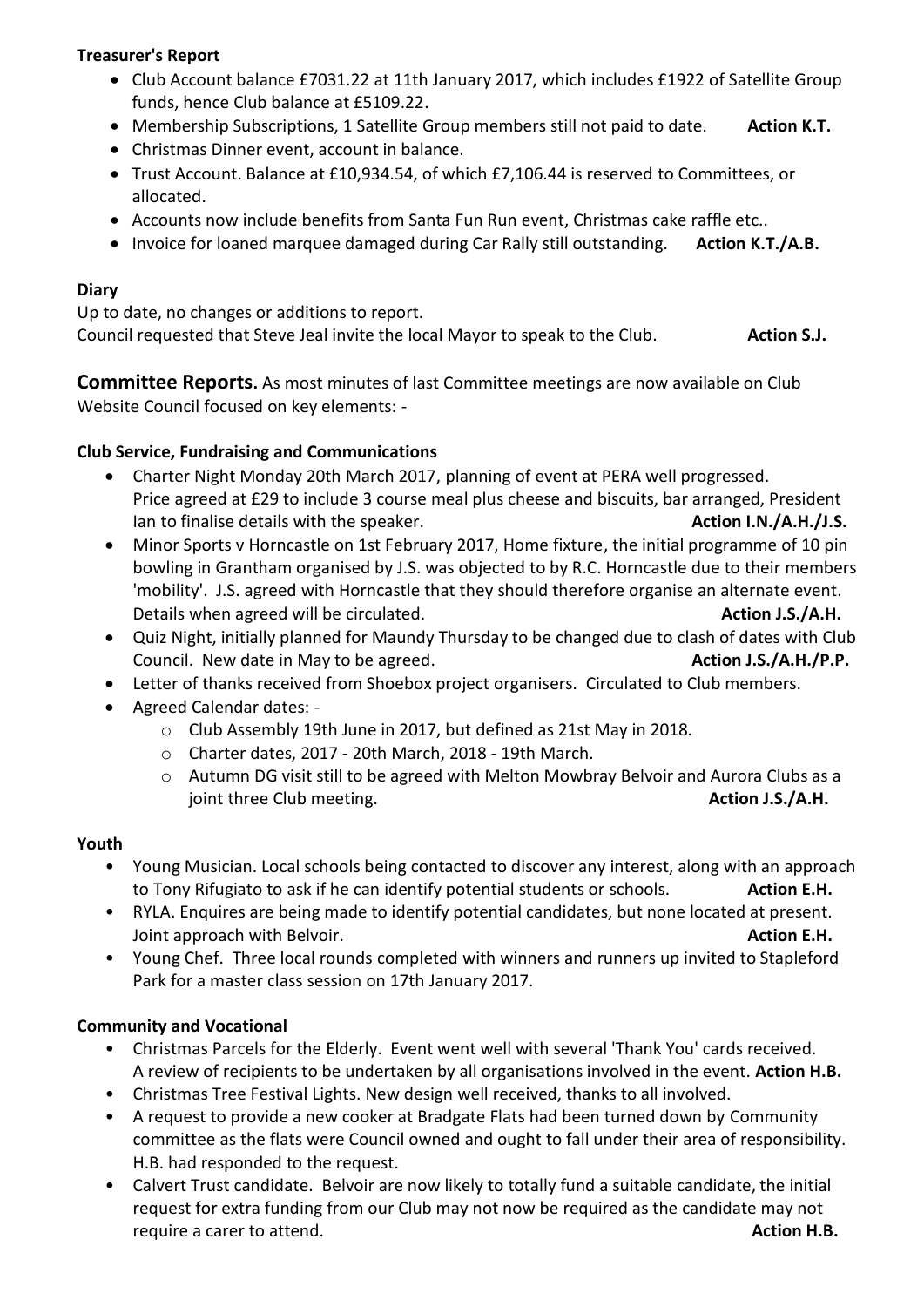**Treasurer's Report**

- Club Account balance £7031.22 at 11th January 2017, which includes £1922 of Satellite Group funds, hence Club balance at £5109.22.
- Membership Subscriptions, 1 Satellite Group members still not paid to date. **Action K.T.**
- Christmas Dinner event, account in balance.
- Trust Account. Balance at £10,934.54, of which £7,106.44 is reserved to Committees, or allocated.
- Accounts now include benefits from Santa Fun Run event, Christmas cake raffle etc..
- Invoice for loaned marquee damaged during Car Rally still outstanding. **Action K.T./A.B.**

**Diary**

Up to date, no changes or additions to report.
Council requested that Steve Jeal invite the local Mayor to speak to the Club. **Action S.J.**

**Committee Reports.** As most minutes of last Committee meetings are now available on Club Website Council focused on key elements: -

**Club Service, Fundraising and Communications**

- Charter Night Monday 20th March 2017, planning of event at PERA well progressed. Price agreed at £29 to include 3 course meal plus cheese and biscuits, bar arranged, President Ian to finalise details with the speaker. **Action I.N./A.H./J.S.**
- Minor Sports v Horncastle on 1st February 2017, Home fixture, the initial programme of 10 pin bowling in Grantham organised by J.S. was objected to by R.C. Horncastle due to their members 'mobility'. J.S. agreed with Horncastle that they should therefore organise an alternate event. Details when agreed will be circulated. **Action J.S./A.H.**
- Quiz Night, initially planned for Maundy Thursday to be changed due to clash of dates with Club Council. New date in May to be agreed. **Action J.S./A.H./P.P.**
- Letter of thanks received from Shoebox project organisers. Circulated to Club members.
- Agreed Calendar dates: -
  - Club Assembly 19th June in 2017, but defined as 21st May in 2018.
  - Charter dates, 2017 - 20th March, 2018 - 19th March.
  - Autumn DG visit still to be agreed with Melton Mowbray Belvoir and Aurora Clubs as a joint three Club meeting. **Action J.S./A.H.**

**Youth**

- Young Musician. Local schools being contacted to discover any interest, along with an approach to Tony Rifugiato to ask if he can identify potential students or schools. **Action E.H.**
- RYLA. Enquires are being made to identify potential candidates, but none located at present. Joint approach with Belvoir. **Action E.H.**
- Young Chef. Three local rounds completed with winners and runners up invited to Stapleford Park for a master class session on 17th January 2017.

**Community and Vocational**

- Christmas Parcels for the Elderly. Event went well with several 'Thank You' cards received. A review of recipients to be undertaken by all organisations involved in the event. **Action H.B.**
- Christmas Tree Festival Lights. New design well received, thanks to all involved.
- A request to provide a new cooker at Bradgate Flats had been turned down by Community committee as the flats were Council owned and ought to fall under their area of responsibility. H.B. had responded to the request.
- Calvert Trust candidate. Belvoir are now likely to totally fund a suitable candidate, the initial request for extra funding from our Club may not now be required as the candidate may not require a carer to attend. **Action H.B.**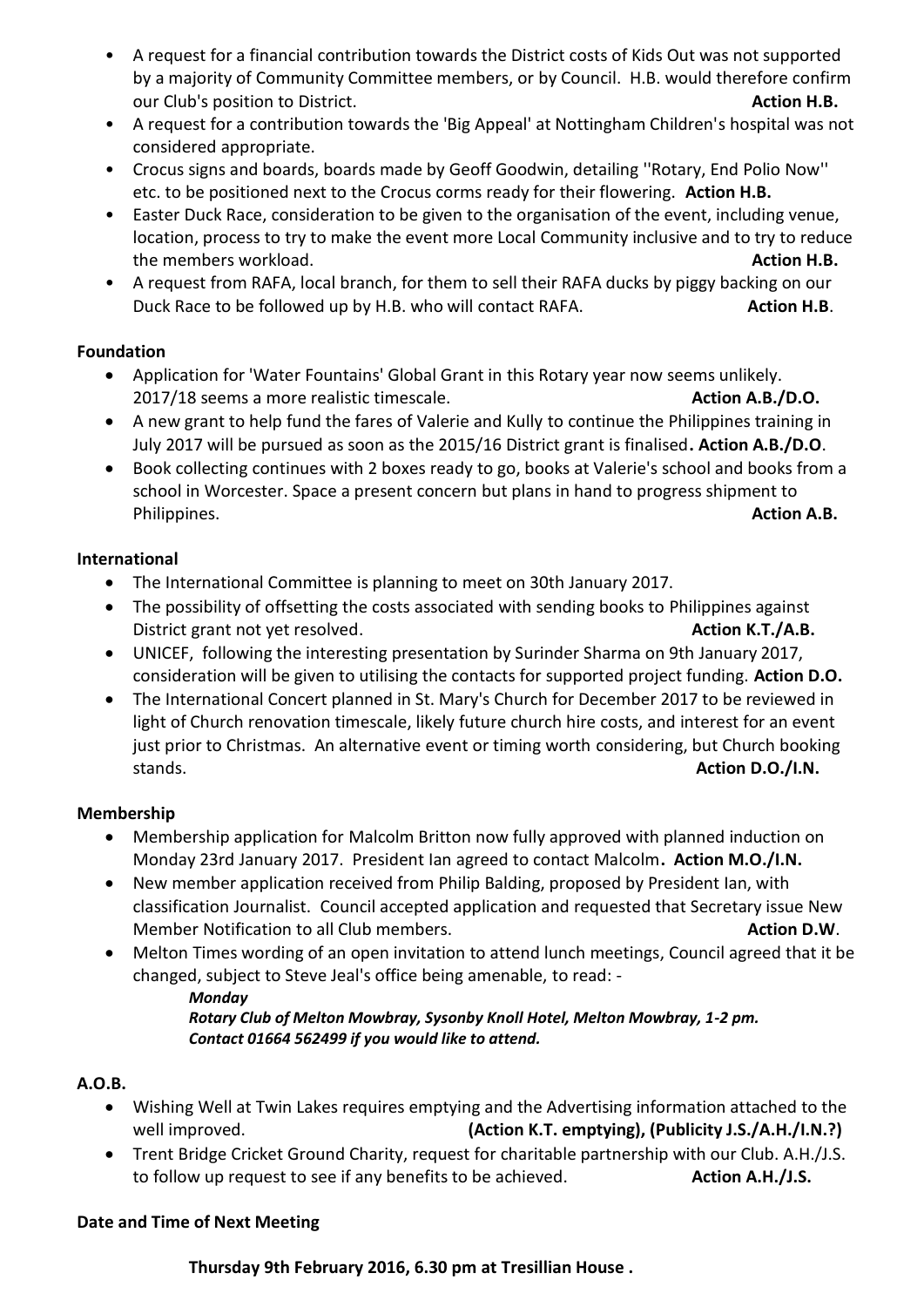- A request for a financial contribution towards the District costs of Kids Out was not supported by a majority of Community Committee members, or by Council. H.B. would therefore confirm our Club's position to District. **Action H.B.**
- A request for a contribution towards the 'Big Appeal' at Nottingham Children's hospital was not considered appropriate.
- Crocus signs and boards, boards made by Geoff Goodwin, detailing ''Rotary, End Polio Now'' etc. to be positioned next to the Crocus corms ready for their flowering. **Action H.B.**
- Easter Duck Race, consideration to be given to the organisation of the event, including venue, location, process to try to make the event more Local Community inclusive and to try to reduce the members workload. **Action H.B.**
- A request from RAFA, local branch, for them to sell their RAFA ducks by piggy backing on our Duck Race to be followed up by H.B. who will contact RAFA. **Action H.B**.

**Foundation**

- Application for 'Water Fountains' Global Grant in this Rotary year now seems unlikely. 2017/18 seems a more realistic timescale. **Action A.B./D.O.**
- A new grant to help fund the fares of Valerie and Kully to continue the Philippines training in July 2017 will be pursued as soon as the 2015/16 District grant is finalised**. Action A.B./D.O**.
- Book collecting continues with 2 boxes ready to go, books at Valerie's school and books from a school in Worcester. Space a present concern but plans in hand to progress shipment to Philippines. **Action A.B.**

**International**

- The International Committee is planning to meet on 30th January 2017.
- The possibility of offsetting the costs associated with sending books to Philippines against District grant not yet resolved. **Action K.T./A.B.**
- UNICEF, following the interesting presentation by Surinder Sharma on 9th January 2017, consideration will be given to utilising the contacts for supported project funding. **Action D.O.**
- The International Concert planned in St. Mary's Church for December 2017 to be reviewed in light of Church renovation timescale, likely future church hire costs, and interest for an event just prior to Christmas. An alternative event or timing worth considering, but Church booking stands. **Action D.O./I.N.**

**Membership**

- Membership application for Malcolm Britton now fully approved with planned induction on Monday 23rd January 2017. President Ian agreed to contact Malcolm**. Action M.O./I.N.**
- New member application received from Philip Balding, proposed by President Ian, with classification Journalist. Council accepted application and requested that Secretary issue New Member Notification to all Club members. **Action D.W**.
- Melton Times wording of an open invitation to attend lunch meetings, Council agreed that it be changed, subject to Steve Jeal's office being amenable, to read: -

  ***Monday***
  ***Rotary Club of Melton Mowbray, Sysonby Knoll Hotel, Melton Mowbray, 1-2 pm.***
  ***Contact 01664 562499 if you would like to attend.***

**A.O.B.**

- Wishing Well at Twin Lakes requires emptying and the Advertising information attached to the well improved. **(Action K.T. emptying), (Publicity J.S./A.H./I.N.?)**
- Trent Bridge Cricket Ground Charity, request for charitable partnership with our Club. A.H./J.S. to follow up request to see if any benefits to be achieved. **Action A.H./J.S.**

**Date and Time of Next Meeting**

**Thursday 9th February 2016, 6.30 pm at Tresillian House .**